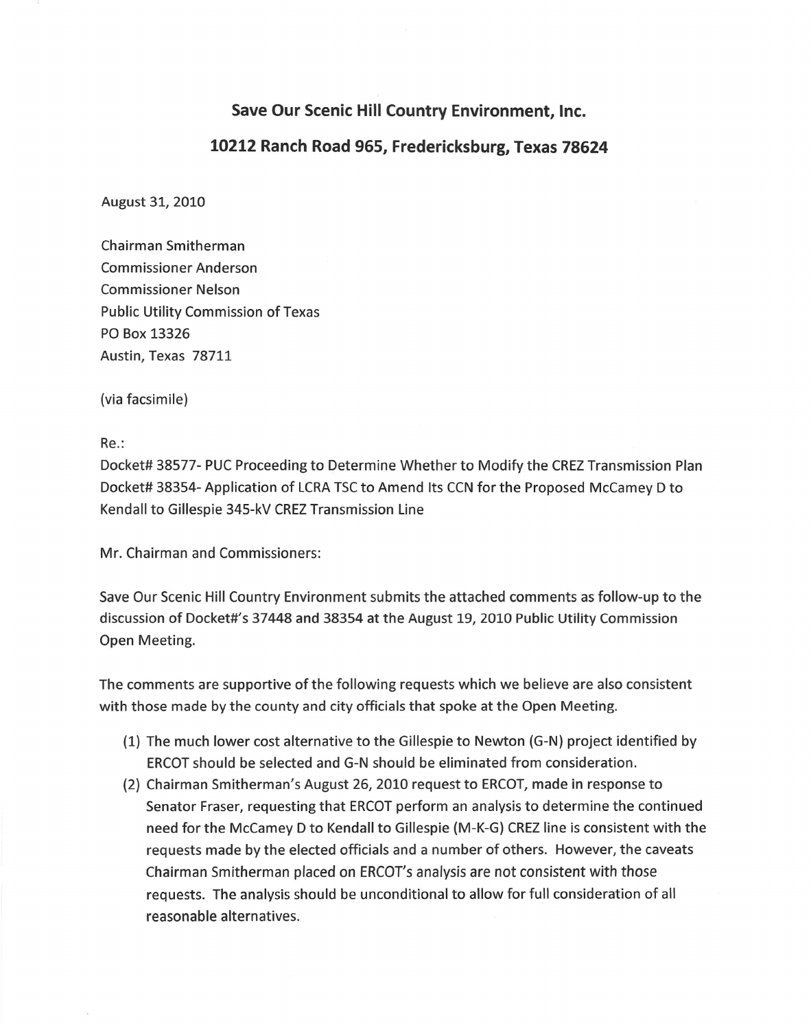# Save Our Scenic Hill Country Environment, Inc.

## 10212 Ranch Road 965, Fredericksburg, Texas 78624

August 31, 2010

Chairman Smitherman
Commissioner Anderson
Commissioner Nelson
Public Utility Commission of Texas
PO Box 13326
Austin, Texas 78711

(via facsimile)

Re.:
Docket# 38577- PUC Proceeding to Determine Whether to Modify the CREZ Transmission Plan
Docket# 38354- Application of LCRA TSC to Amend Its CCN for the Proposed McCamey D to Kendall to Gillespie 345-kV CREZ Transmission Line

Mr. Chairman and Commissioners:

Save Our Scenic Hill Country Environment submits the attached comments as follow-up to the discussion of Docket#'s 37448 and 38354 at the August 19, 2010 Public Utility Commission Open Meeting.

The comments are supportive of the following requests which we believe are also consistent with those made by the county and city officials that spoke at the Open Meeting.

1. The much lower cost alternative to the Gillespie to Newton (G-N) project identified by ERCOT should be selected and G-N should be eliminated from consideration.
2. Chairman Smitherman's August 26, 2010 request to ERCOT, made in response to Senator Fraser, requesting that ERCOT perform an analysis to determine the continued need for the McCamey D to Kendall to Gillespie (M-K-G) CREZ line is consistent with the requests made by the elected officials and a number of others. However, the caveats Chairman Smitherman placed on ERCOT's analysis are not consistent with those requests. The analysis should be unconditional to allow for full consideration of all reasonable alternatives.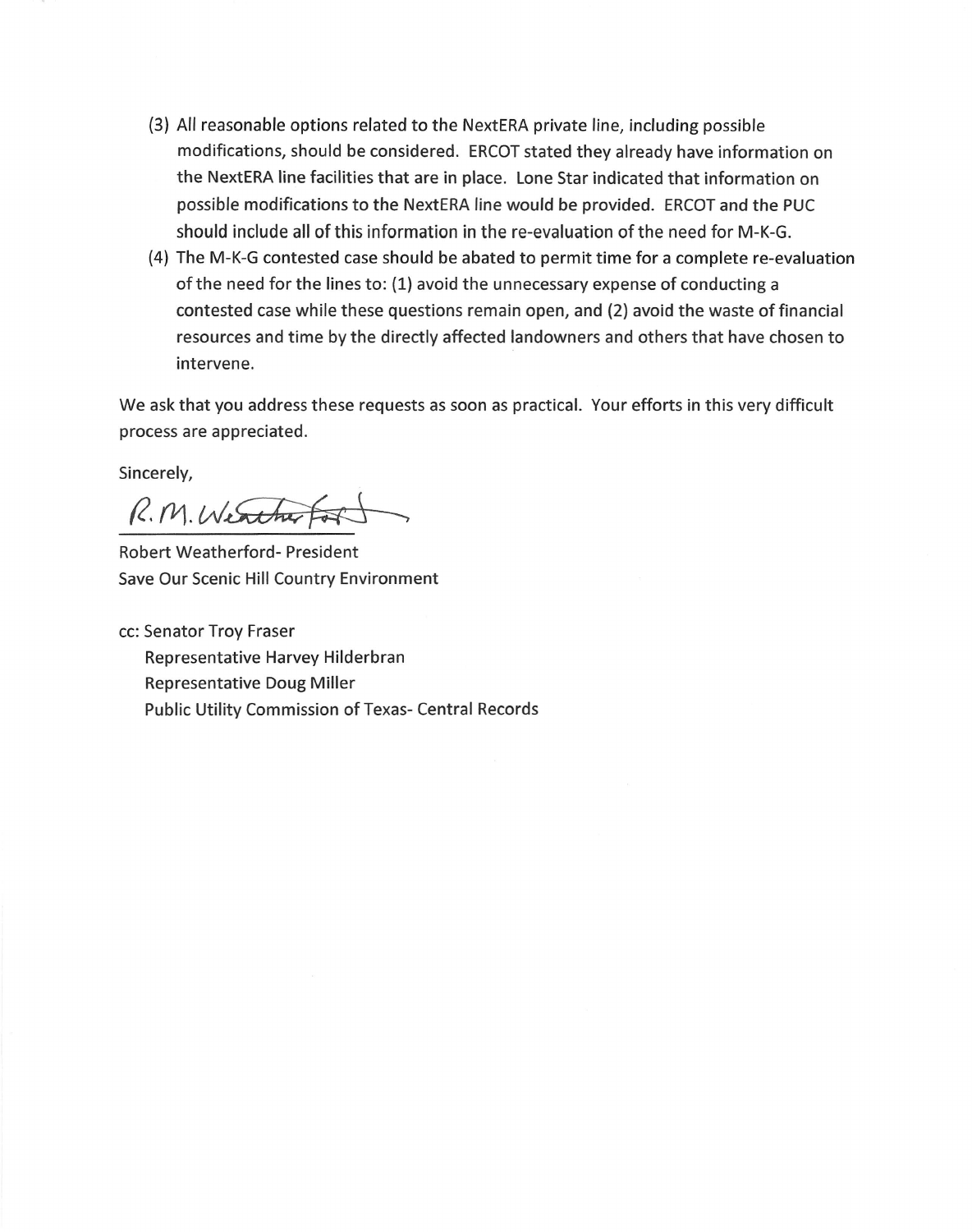(3) All reasonable options related to the NextERA private line, including possible modifications, should be considered. ERCOT stated they already have information on the NextERA line facilities that are in place. Lone Star indicated that information on possible modifications to the NextERA line would be provided. ERCOT and the PUC should include all of this information in the re-evaluation of the need for M-K-G.

(4) The M-K-G contested case should be abated to permit time for a complete re-evaluation of the need for the lines to: (1) avoid the unnecessary expense of conducting a contested case while these questions remain open, and (2) avoid the waste of financial resources and time by the directly affected landowners and others that have chosen to intervene.

We ask that you address these requests as soon as practical. Your efforts in this very difficult process are appreciated.

Sincerely,

R. M. Weatherford

Robert Weatherford- President
Save Our Scenic Hill Country Environment

cc: Senator Troy Fraser
Representative Harvey Hilderbran
Representative Doug Miller
Public Utility Commission of Texas- Central Records